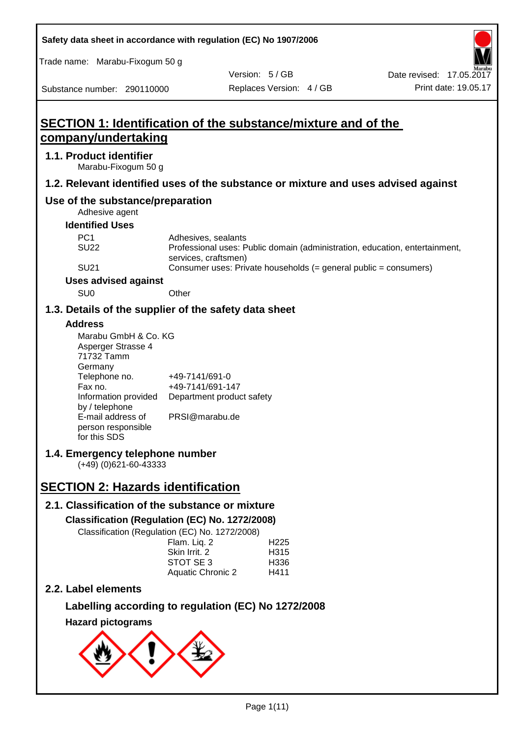Safety data sheet in accordance with regulation (EC) No 1907/2006

Trade name: Marabu-Fixogum 50 g

Version: 5 / GB
Replaces Version: 4 / GB
Date revised: 17.05.2017
Print date: 19.05.17
Substance number: 290110000

# SECTION 1: Identification of the substance/mixture and of the company/undertaking

## 1.1. Product identifier

Marabu-Fixogum 50 g

## 1.2. Relevant identified uses of the substance or mixture and uses advised against

## Use of the substance/preparation

Adhesive agent

### Identified Uses

| | |
|---|---|
| PC1 | Adhesives, sealants |
| SU22 | Professional uses: Public domain (administration, education, entertainment, services, craftsmen) |
| SU21 | Consumer uses: Private households (= general public = consumers) |

### Uses advised against

| | |
|---|---|
| SU0 | Other |

## 1.3. Details of the supplier of the safety data sheet

### Address

Marabu GmbH & Co. KG
Asperger Strasse 4
71732 Tamm
Germany

| | |
|---|---|
| Telephone no. | +49-7141/691-0 |
| Fax no. | +49-7141/691-147 |
| Information provided by / telephone | Department product safety |
| E-mail address of person responsible for this SDS | PRSI@marabu.de |

## 1.4. Emergency telephone number

(+49) (0)621-60-43333

# SECTION 2: Hazards identification

## 2.1. Classification of the substance or mixture

### Classification (Regulation (EC) No. 1272/2008)

Classification (Regulation (EC) No. 1272/2008)

| | |
|---|---|
| Flam. Liq. 2 | H225 |
| Skin Irrit. 2 | H315 |
| STOT SE 3 | H336 |
| Aquatic Chronic 2 | H411 |

## 2.2. Label elements

### Labelling according to regulation (EC) No 1272/2008

### Hazard pictograms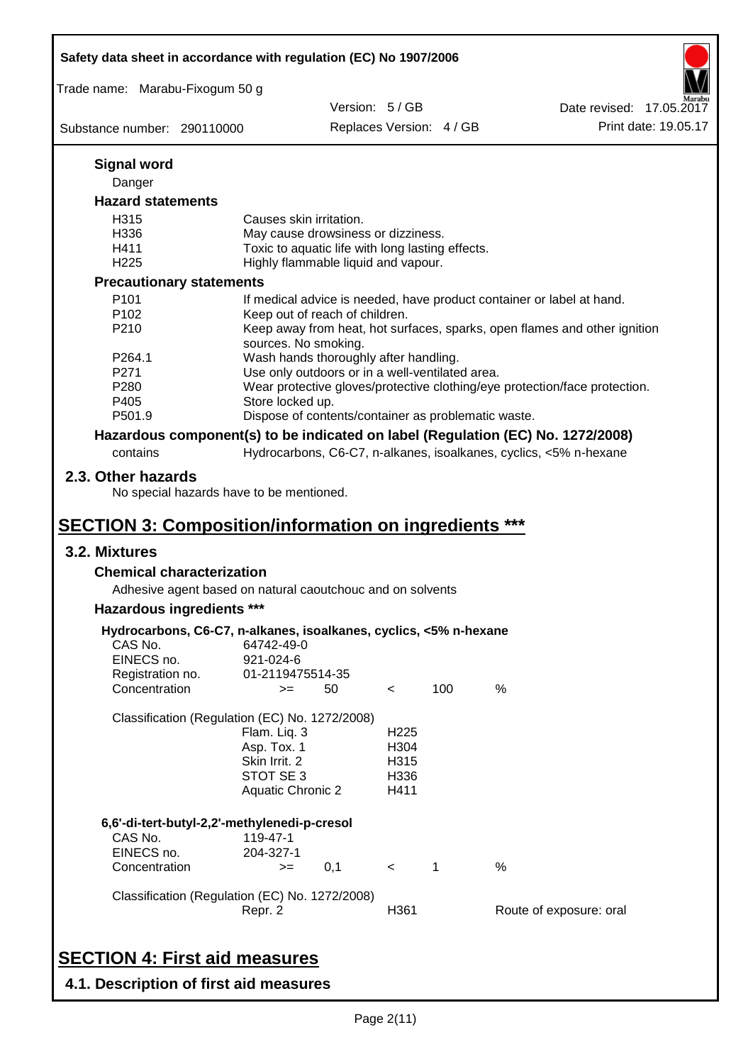**Signal word**

Danger

**Hazard statements**

| | |
|---|---|
| H315 | Causes skin irritation. |
| H336 | May cause drowsiness or dizziness. |
| H411 | Toxic to aquatic life with long lasting effects. |
| H225 | Highly flammable liquid and vapour. |

**Precautionary statements**

| | |
|---|---|
| P101 | If medical advice is needed, have product container or label at hand. |
| P102 | Keep out of reach of children. |
| P210 | Keep away from heat, hot surfaces, sparks, open flames and other ignition sources. No smoking. |
| P264.1 | Wash hands thoroughly after handling. |
| P271 | Use only outdoors or in a well-ventilated area. |
| P280 | Wear protective gloves/protective clothing/eye protection/face protection. |
| P405 | Store locked up. |
| P501.9 | Dispose of contents/container as problematic waste. |

**Hazardous component(s) to be indicated on label (Regulation (EC) No. 1272/2008)**

contains — Hydrocarbons, C6-C7, n-alkanes, isoalkanes, cyclics, <5% n-hexane

## 2.3. Other hazards

No special hazards have to be mentioned.

# SECTION 3: Composition/information on ingredients ***

## 3.2. Mixtures

**Chemical characterization**

Adhesive agent based on natural caoutchouc and on solvents

**Hazardous ingredients *****

**Hydrocarbons, C6-C7, n-alkanes, isoalkanes, cyclics, <5% n-hexane**

| | | | | | |
|---|---|---|---|---|---|
| CAS No. | 64742-49-0 | | | | |
| EINECS no. | 921-024-6 | | | | |
| Registration no. | 01-2119475514-35 | | | | |
| Concentration | >= | 50 | < | 100 | % |

Classification (Regulation (EC) No. 1272/2008)

| | |
|---|---|
| Flam. Liq. 3 | H225 |
| Asp. Tox. 1 | H304 |
| Skin Irrit. 2 | H315 |
| STOT SE 3 | H336 |
| Aquatic Chronic 2 | H411 |

**6,6'-di-tert-butyl-2,2'-methylenedi-p-cresol**

| | | | | | |
|---|---|---|---|---|---|
| CAS No. | 119-47-1 | | | | |
| EINECS no. | 204-327-1 | | | | |
| Concentration | >= | 0,1 | < | 1 | % |

Classification (Regulation (EC) No. 1272/2008)

| | | |
|---|---|---|
| Repr. 2 | H361 | Route of exposure: oral |

# SECTION 4: First aid measures

## 4.1. Description of first aid measures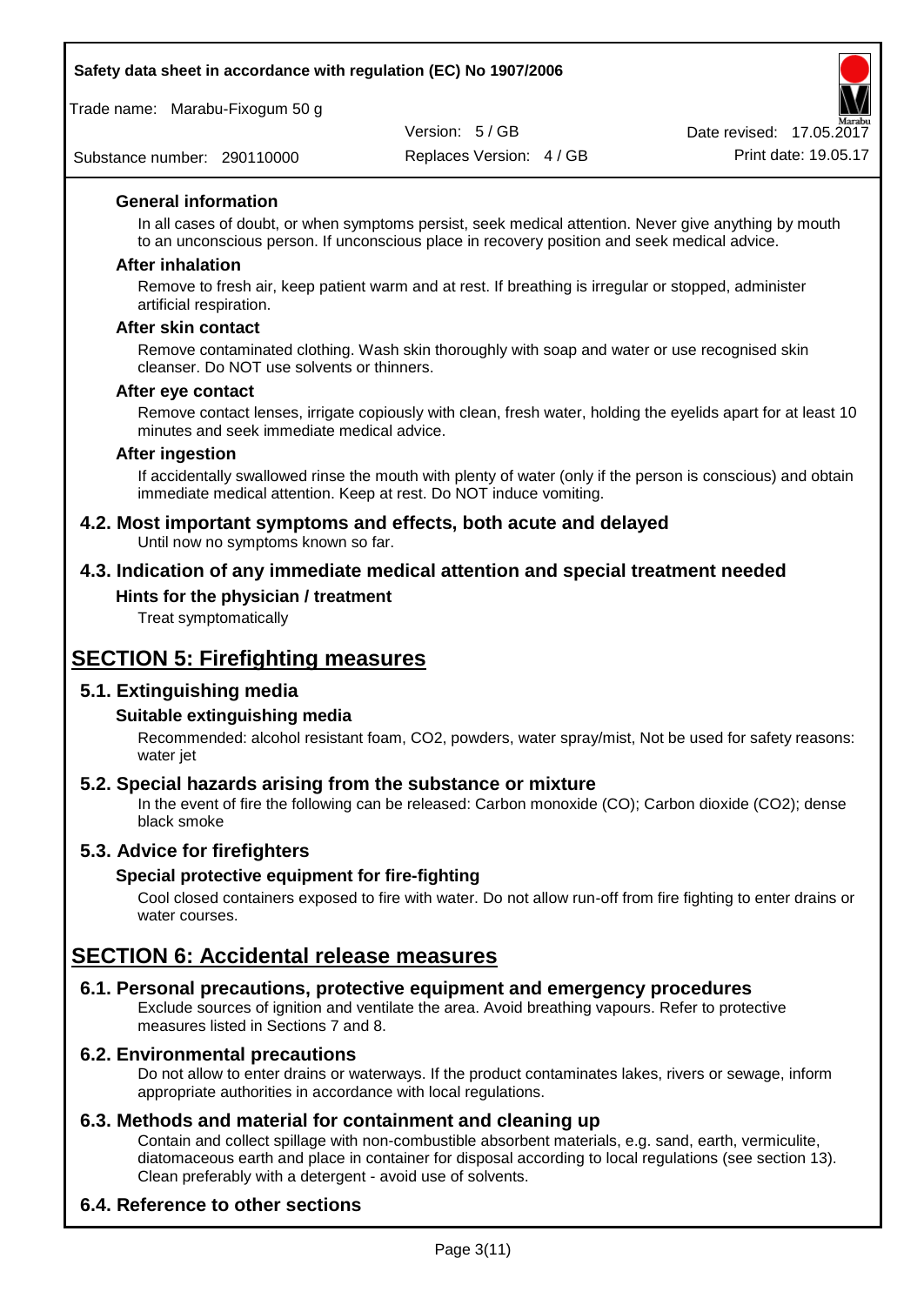### General information

In all cases of doubt, or when symptoms persist, seek medical attention. Never give anything by mouth to an unconscious person. If unconscious place in recovery position and seek medical advice.

### After inhalation

Remove to fresh air, keep patient warm and at rest. If breathing is irregular or stopped, administer artificial respiration.

### After skin contact

Remove contaminated clothing. Wash skin thoroughly with soap and water or use recognised skin cleanser. Do NOT use solvents or thinners.

### After eye contact

Remove contact lenses, irrigate copiously with clean, fresh water, holding the eyelids apart for at least 10 minutes and seek immediate medical advice.

### After ingestion

If accidentally swallowed rinse the mouth with plenty of water (only if the person is conscious) and obtain immediate medical attention. Keep at rest. Do NOT induce vomiting.

## 4.2. Most important symptoms and effects, both acute and delayed

Until now no symptoms known so far.

## 4.3. Indication of any immediate medical attention and special treatment needed

### Hints for the physician / treatment

Treat symptomatically

# SECTION 5: Firefighting measures

## 5.1. Extinguishing media

### Suitable extinguishing media

Recommended: alcohol resistant foam, $CO_2$, powders, water spray/mist, Not be used for safety reasons: water jet

## 5.2. Special hazards arising from the substance or mixture

In the event of fire the following can be released: Carbon monoxide (CO); Carbon dioxide ($CO_2$); dense black smoke

## 5.3. Advice for firefighters

### Special protective equipment for fire-fighting

Cool closed containers exposed to fire with water. Do not allow run-off from fire fighting to enter drains or water courses.

# SECTION 6: Accidental release measures

## 6.1. Personal precautions, protective equipment and emergency procedures

Exclude sources of ignition and ventilate the area. Avoid breathing vapours. Refer to protective measures listed in Sections 7 and 8.

## 6.2. Environmental precautions

Do not allow to enter drains or waterways. If the product contaminates lakes, rivers or sewage, inform appropriate authorities in accordance with local regulations.

## 6.3. Methods and material for containment and cleaning up

Contain and collect spillage with non-combustible absorbent materials, e.g. sand, earth, vermiculite, diatomaceous earth and place in container for disposal according to local regulations (see section 13). Clean preferably with a detergent - avoid use of solvents.

## 6.4. Reference to other sections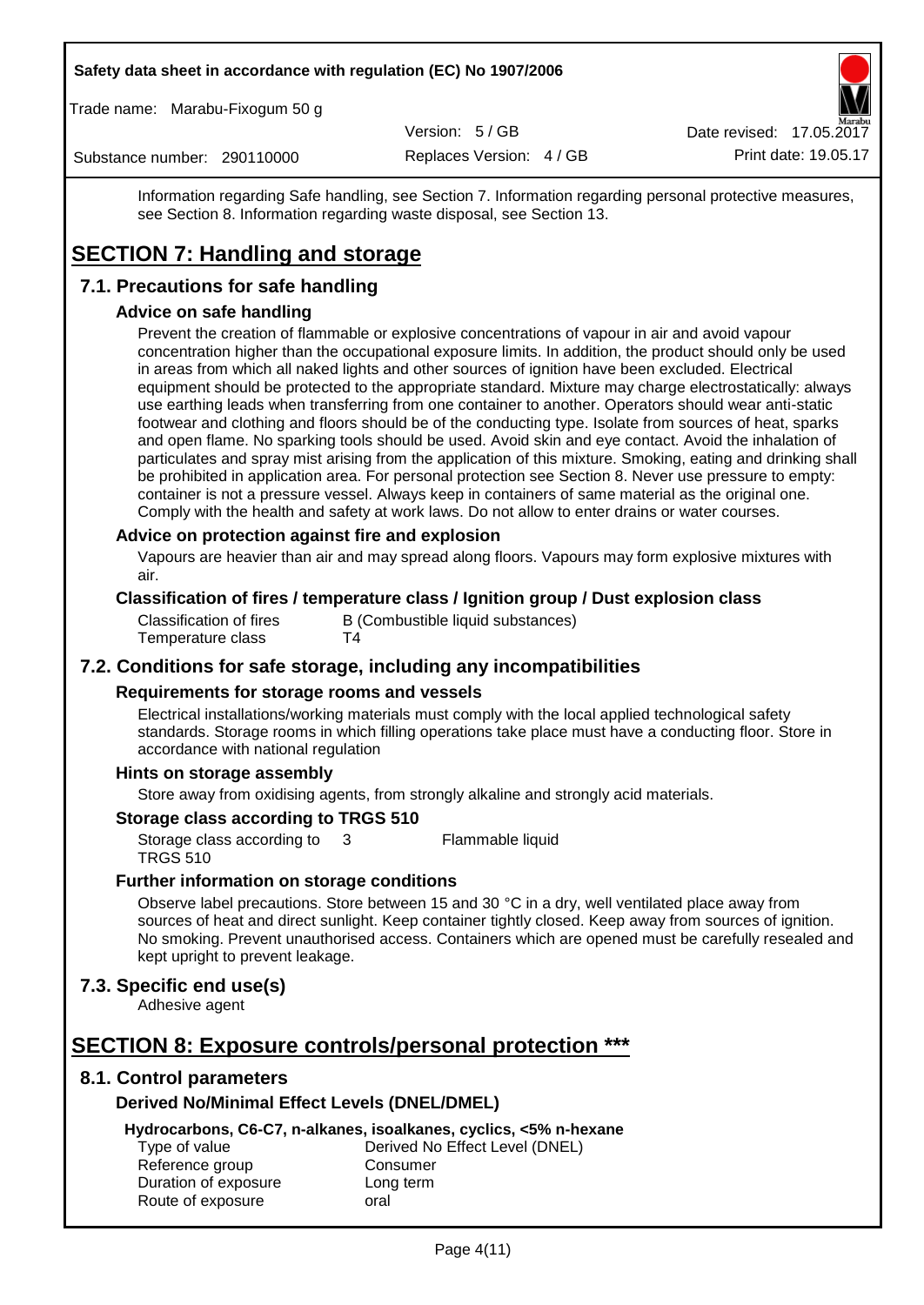Information regarding Safe handling, see Section 7. Information regarding personal protective measures, see Section 8. Information regarding waste disposal, see Section 13.

# SECTION 7: Handling and storage

## 7.1. Precautions for safe handling

### Advice on safe handling

Prevent the creation of flammable or explosive concentrations of vapour in air and avoid vapour concentration higher than the occupational exposure limits. In addition, the product should only be used in areas from which all naked lights and other sources of ignition have been excluded. Electrical equipment should be protected to the appropriate standard. Mixture may charge electrostatically: always use earthing leads when transferring from one container to another. Operators should wear anti-static footwear and clothing and floors should be of the conducting type. Isolate from sources of heat, sparks and open flame. No sparking tools should be used. Avoid skin and eye contact. Avoid the inhalation of particulates and spray mist arising from the application of this mixture. Smoking, eating and drinking shall be prohibited in application area. For personal protection see Section 8. Never use pressure to empty: container is not a pressure vessel. Always keep in containers of same material as the original one. Comply with the health and safety at work laws. Do not allow to enter drains or water courses.

### Advice on protection against fire and explosion

Vapours are heavier than air and may spread along floors. Vapours may form explosive mixtures with air.

### Classification of fires / temperature class / Ignition group / Dust explosion class

| | |
|---|---|
| Classification of fires | B (Combustible liquid substances) |
| Temperature class | T4 |

## 7.2. Conditions for safe storage, including any incompatibilities

### Requirements for storage rooms and vessels

Electrical installations/working materials must comply with the local applied technological safety standards. Storage rooms in which filling operations take place must have a conducting floor. Store in accordance with national regulation

### Hints on storage assembly

Store away from oxidising agents, from strongly alkaline and strongly acid materials.

### Storage class according to TRGS 510

| | | |
|---|---|---|
| Storage class according to TRGS 510 | 3 | Flammable liquid |

### Further information on storage conditions

Observe label precautions. Store between 15 and 30 °C in a dry, well ventilated place away from sources of heat and direct sunlight. Keep container tightly closed. Keep away from sources of ignition. No smoking. Prevent unauthorised access. Containers which are opened must be carefully resealed and kept upright to prevent leakage.

## 7.3. Specific end use(s)

Adhesive agent

# SECTION 8: Exposure controls/personal protection ***

## 8.1. Control parameters

### Derived No/Minimal Effect Levels (DNEL/DMEL)

#### Hydrocarbons, C6-C7, n-alkanes, isoalkanes, cyclics, <5% n-hexane

| | |
|---|---|
| Type of value | Derived No Effect Level (DNEL) |
| Reference group | Consumer |
| Duration of exposure | Long term |
| Route of exposure | oral |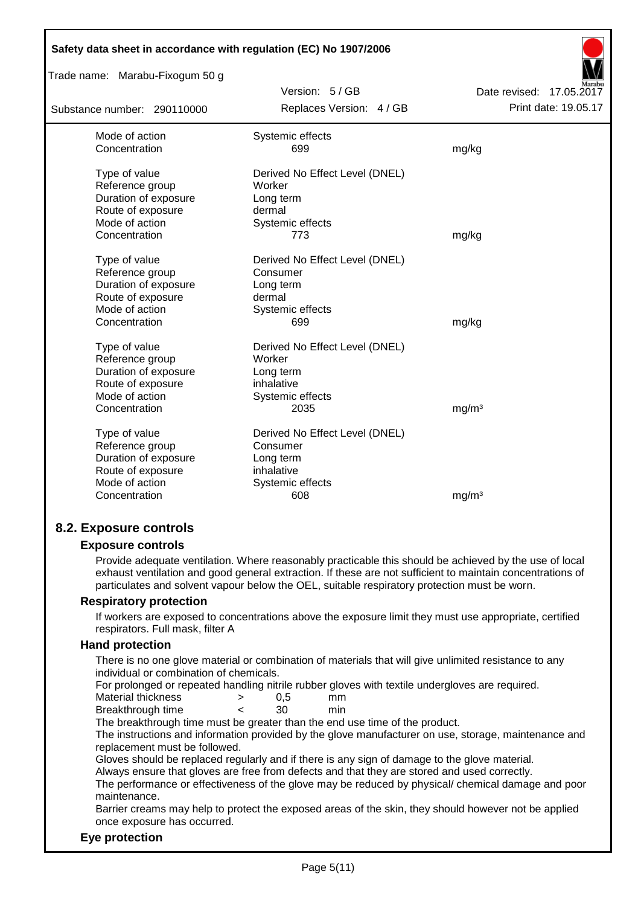| | | |
|---|---|---|
| Mode of action | Systemic effects | |
| Concentration | 699 | mg/kg |
| | | |
| Type of value | Derived No Effect Level (DNEL) | |
| Reference group | Worker | |
| Duration of exposure | Long term | |
| Route of exposure | dermal | |
| Mode of action | Systemic effects | |
| Concentration | 773 | mg/kg |
| | | |
| Type of value | Derived No Effect Level (DNEL) | |
| Reference group | Consumer | |
| Duration of exposure | Long term | |
| Route of exposure | dermal | |
| Mode of action | Systemic effects | |
| Concentration | 699 | mg/kg |
| | | |
| Type of value | Derived No Effect Level (DNEL) | |
| Reference group | Worker | |
| Duration of exposure | Long term | |
| Route of exposure | inhalative | |
| Mode of action | Systemic effects | |
| Concentration | 2035 | mg/m³ |
| | | |
| Type of value | Derived No Effect Level (DNEL) | |
| Reference group | Consumer | |
| Duration of exposure | Long term | |
| Route of exposure | inhalative | |
| Mode of action | Systemic effects | |
| Concentration | 608 | mg/m³ |

## 8.2. Exposure controls

### Exposure controls

Provide adequate ventilation. Where reasonably practicable this should be achieved by the use of local exhaust ventilation and good general extraction. If these are not sufficient to maintain concentrations of particulates and solvent vapour below the OEL, suitable respiratory protection must be worn.

### Respiratory protection

If workers are exposed to concentrations above the exposure limit they must use appropriate, certified respirators. Full mask, filter A

### Hand protection

There is no one glove material or combination of materials that will give unlimited resistance to any individual or combination of chemicals.

For prolonged or repeated handling nitrile rubber gloves with textile undergloves are required.

| | | | |
|---|---|---|---|
| Material thickness | > | 0,5 | mm |
| Breakthrough time | < | 30 | min |

The breakthrough time must be greater than the end use time of the product.

The instructions and information provided by the glove manufacturer on use, storage, maintenance and replacement must be followed.

Gloves should be replaced regularly and if there is any sign of damage to the glove material.

Always ensure that gloves are free from defects and that they are stored and used correctly.

The performance or effectiveness of the glove may be reduced by physical/ chemical damage and poor maintenance.

Barrier creams may help to protect the exposed areas of the skin, they should however not be applied once exposure has occurred.

### Eye protection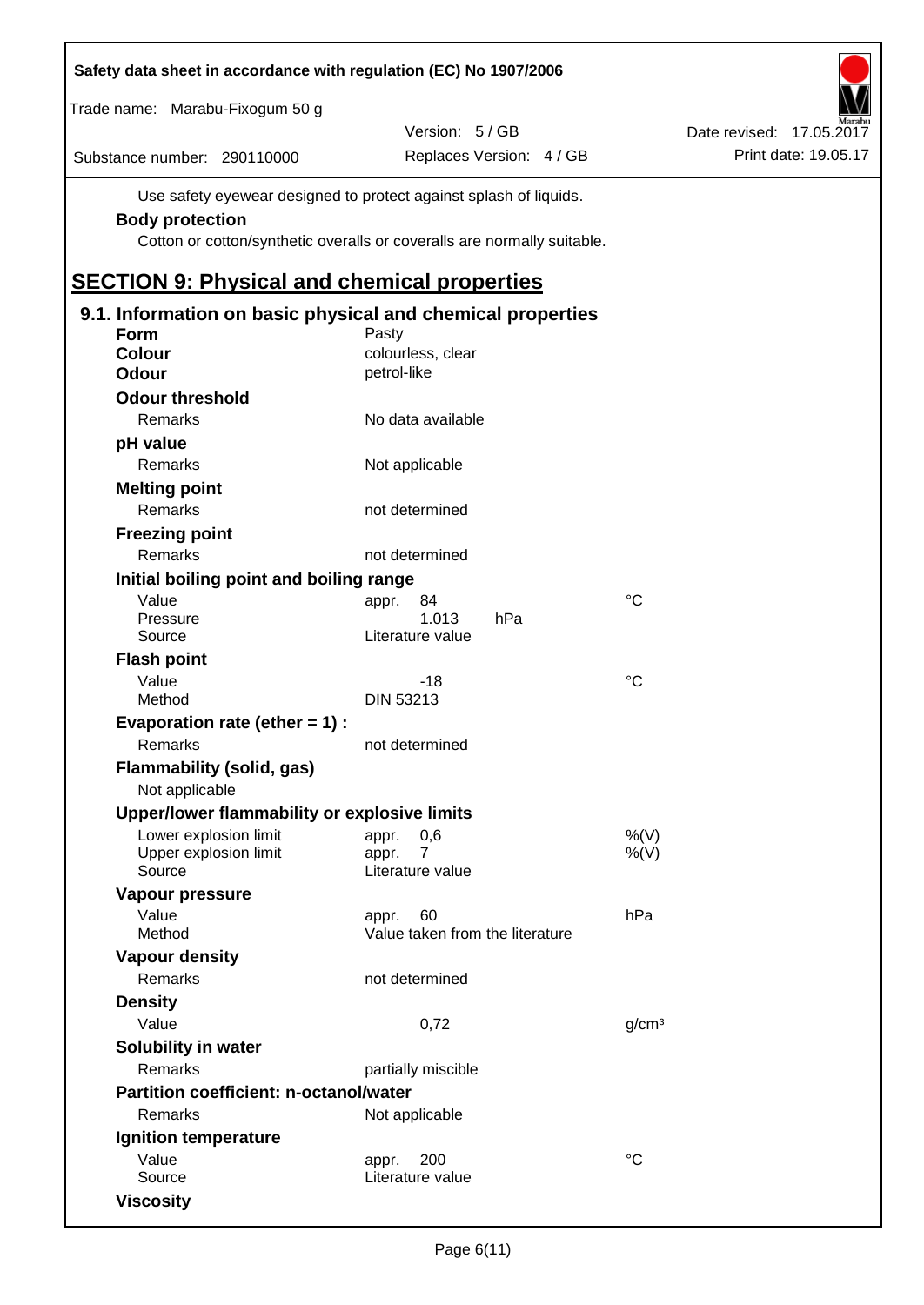Use safety eyewear designed to protect against splash of liquids.

**Body protection**

Cotton or cotton/synthetic overalls or coveralls are normally suitable.

# SECTION 9: Physical and chemical properties

## 9.1. Information on basic physical and chemical properties

| | | |
|---|---|---|
| **Form** | Pasty | |
| **Colour** | colourless, clear | |
| **Odour** | petrol-like | |
| **Odour threshold** | | |
| Remarks | No data available | |
| **pH value** | | |
| Remarks | Not applicable | |
| **Melting point** | | |
| Remarks | not determined | |
| **Freezing point** | | |
| Remarks | not determined | |
| **Initial boiling point and boiling range** | | |
| Value | appr. 84 | °C |
| Pressure | 1.013 hPa | |
| Source | Literature value | |
| **Flash point** | | |
| Value | -18 | °C |
| Method | DIN 53213 | |
| **Evaporation rate (ether = 1) :** | | |
| Remarks | not determined | |
| **Flammability (solid, gas)** | | |
| Not applicable | | |
| **Upper/lower flammability or explosive limits** | | |
| Lower explosion limit | appr. 0,6 | %(V) |
| Upper explosion limit | appr. 7 | %(V) |
| Source | Literature value | |
| **Vapour pressure** | | |
| Value | appr. 60 | hPa |
| Method | Value taken from the literature | |
| **Vapour density** | | |
| Remarks | not determined | |
| **Density** | | |
| Value | 0,72 | g/cm³ |
| **Solubility in water** | | |
| Remarks | partially miscible | |
| **Partition coefficient: n-octanol/water** | | |
| Remarks | Not applicable | |
| **Ignition temperature** | | |
| Value | appr. 200 | °C |
| Source | Literature value | |
| **Viscosity** | | |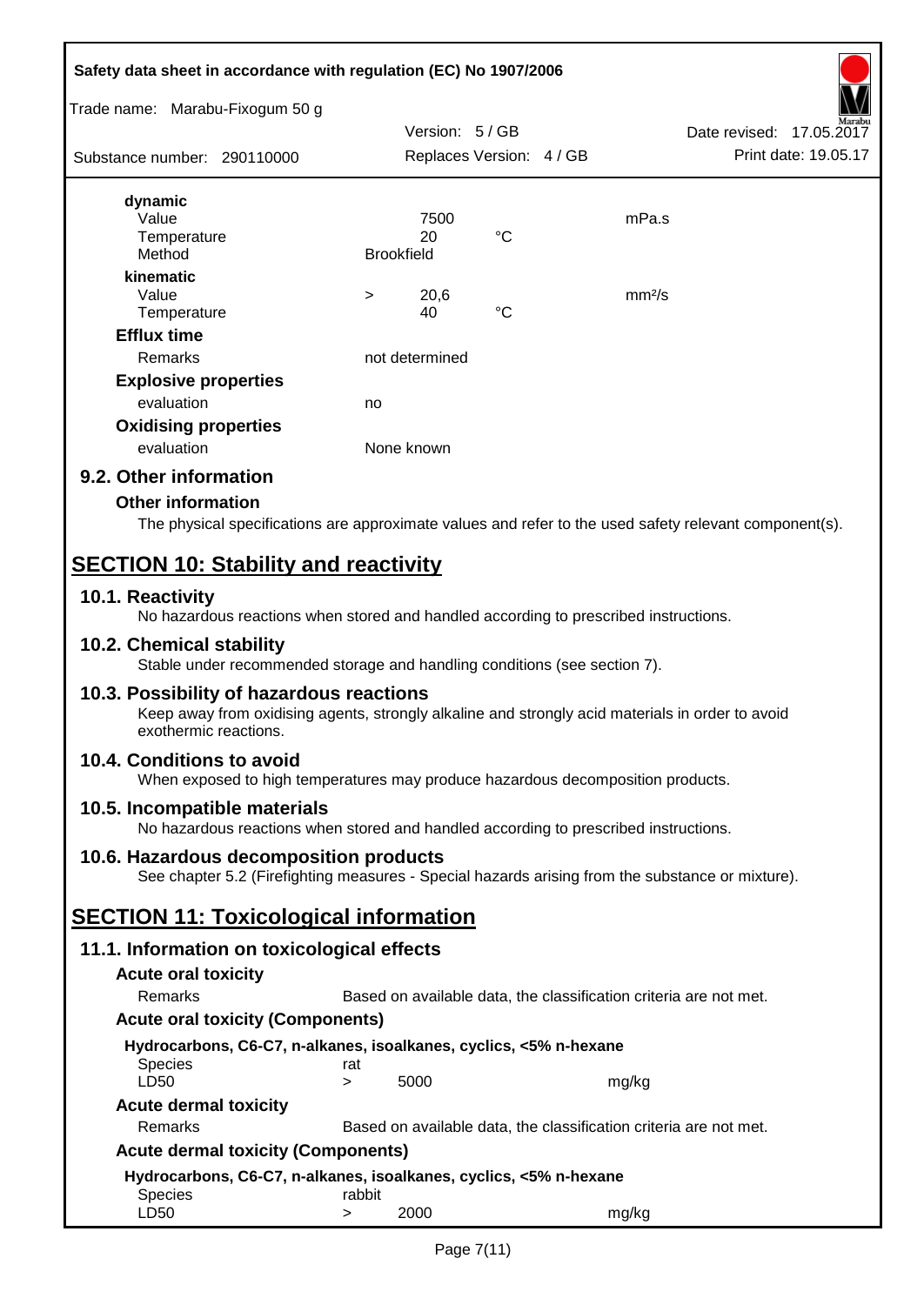**dynamic**

| | | | |
|---|---|---|---|
| Value | | 7500 | mPa.s |
| Temperature | | 20 °C | |
| Method | Brookfield | | |

**kinematic**

| | | | |
|---|---|---|---|
| Value | > | 20,6 | mm²/s |
| Temperature | | 40 °C | |

### Efflux time

| | |
|---|---|
| Remarks | not determined |

### Explosive properties

| | |
|---|---|
| evaluation | no |

### Oxidising properties

| | |
|---|---|
| evaluation | None known |

## 9.2. Other information

### Other information

The physical specifications are approximate values and refer to the used safety relevant component(s).

# SECTION 10: Stability and reactivity

## 10.1. Reactivity

No hazardous reactions when stored and handled according to prescribed instructions.

## 10.2. Chemical stability

Stable under recommended storage and handling conditions (see section 7).

## 10.3. Possibility of hazardous reactions

Keep away from oxidising agents, strongly alkaline and strongly acid materials in order to avoid exothermic reactions.

## 10.4. Conditions to avoid

When exposed to high temperatures may produce hazardous decomposition products.

## 10.5. Incompatible materials

No hazardous reactions when stored and handled according to prescribed instructions.

## 10.6. Hazardous decomposition products

See chapter 5.2 (Firefighting measures - Special hazards arising from the substance or mixture).

# SECTION 11: Toxicological information

## 11.1. Information on toxicological effects

### Acute oral toxicity

| | |
|---|---|
| Remarks | Based on available data, the classification criteria are not met. |

### Acute oral toxicity (Components)

**Hydrocarbons, C6-C7, n-alkanes, isoalkanes, cyclics, <5% n-hexane**

| | | | |
|---|---|---|---|
| Species | rat | | |
| LD50 | > | 5000 | mg/kg |

### Acute dermal toxicity

| | |
|---|---|
| Remarks | Based on available data, the classification criteria are not met. |

### Acute dermal toxicity (Components)

**Hydrocarbons, C6-C7, n-alkanes, isoalkanes, cyclics, <5% n-hexane**

| | | | |
|---|---|---|---|
| Species | rabbit | | |
| LD50 | > | 2000 | mg/kg |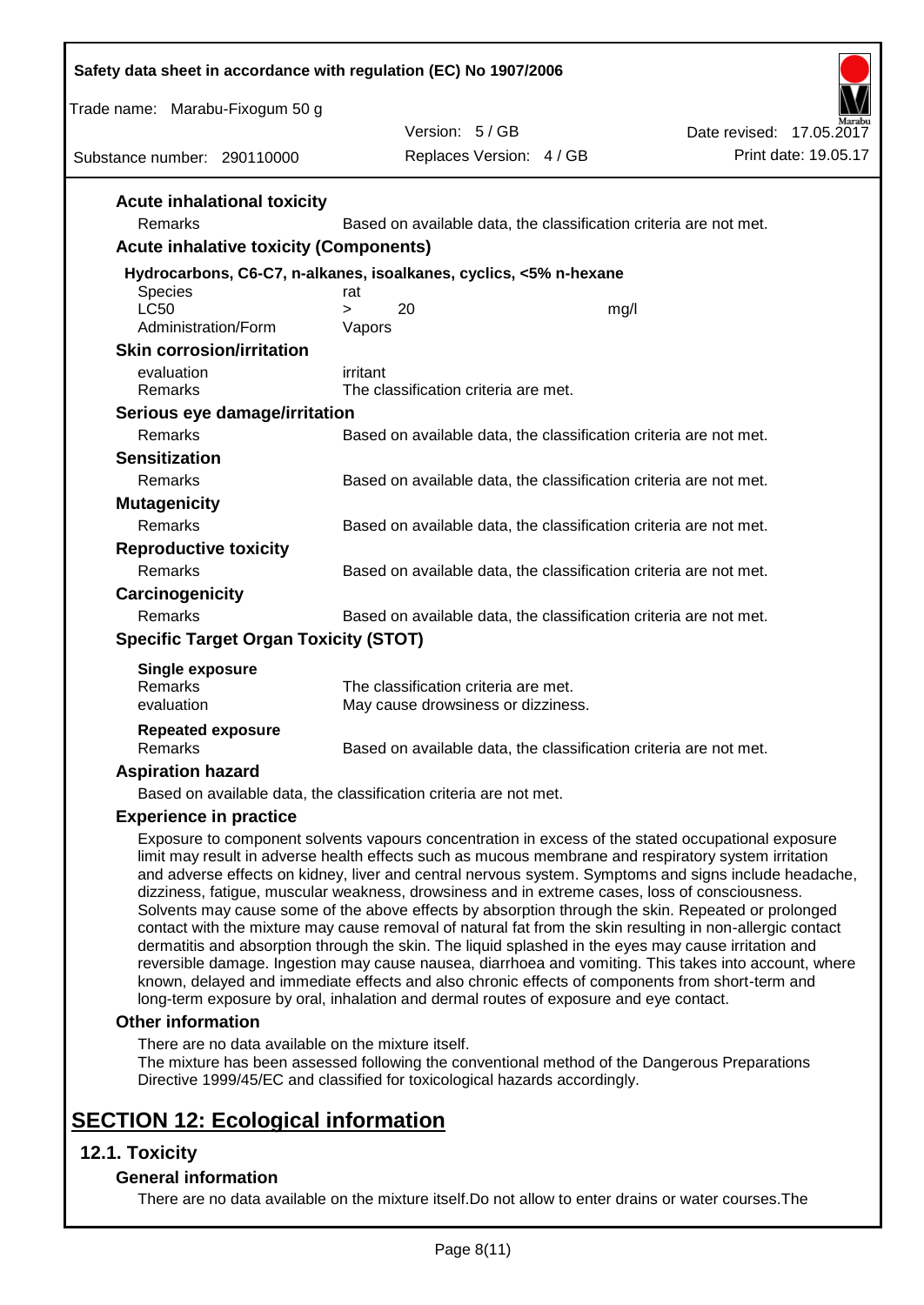### Acute inhalational toxicity

| | |
|---|---|
| Remarks | Based on available data, the classification criteria are not met. |

### Acute inhalative toxicity (Components)

**Hydrocarbons, C6-C7, n-alkanes, isoalkanes, cyclics, <5% n-hexane**

| | | | |
|---|---|---|---|
| Species | rat | | |
| LC50 | > | 20 | mg/l |
| Administration/Form | Vapors | | |

### Skin corrosion/irritation

| | |
|---|---|
| evaluation | irritant |
| Remarks | The classification criteria are met. |

### Serious eye damage/irritation

| | |
|---|---|
| Remarks | Based on available data, the classification criteria are not met. |

### Sensitization

| | |
|---|---|
| Remarks | Based on available data, the classification criteria are not met. |

### Mutagenicity

| | |
|---|---|
| Remarks | Based on available data, the classification criteria are not met. |

### Reproductive toxicity

| | |
|---|---|
| Remarks | Based on available data, the classification criteria are not met. |

### Carcinogenicity

| | |
|---|---|
| Remarks | Based on available data, the classification criteria are not met. |

### Specific Target Organ Toxicity (STOT)

**Single exposure**

| | |
|---|---|
| Remarks | The classification criteria are met. |
| evaluation | May cause drowsiness or dizziness. |

**Repeated exposure**

| | |
|---|---|
| Remarks | Based on available data, the classification criteria are not met. |

### Aspiration hazard

Based on available data, the classification criteria are not met.

### Experience in practice

Exposure to component solvents vapours concentration in excess of the stated occupational exposure limit may result in adverse health effects such as mucous membrane and respiratory system irritation and adverse effects on kidney, liver and central nervous system. Symptoms and signs include headache, dizziness, fatigue, muscular weakness, drowsiness and in extreme cases, loss of consciousness. Solvents may cause some of the above effects by absorption through the skin. Repeated or prolonged contact with the mixture may cause removal of natural fat from the skin resulting in non-allergic contact dermatitis and absorption through the skin. The liquid splashed in the eyes may cause irritation and reversible damage. Ingestion may cause nausea, diarrhoea and vomiting. This takes into account, where known, delayed and immediate effects and also chronic effects of components from short-term and long-term exposure by oral, inhalation and dermal routes of exposure and eye contact.

### Other information

There are no data available on the mixture itself.
The mixture has been assessed following the conventional method of the Dangerous Preparations Directive 1999/45/EC and classified for toxicological hazards accordingly.

# SECTION 12: Ecological information

## 12.1. Toxicity

### General information

There are no data available on the mixture itself.Do not allow to enter drains or water courses.The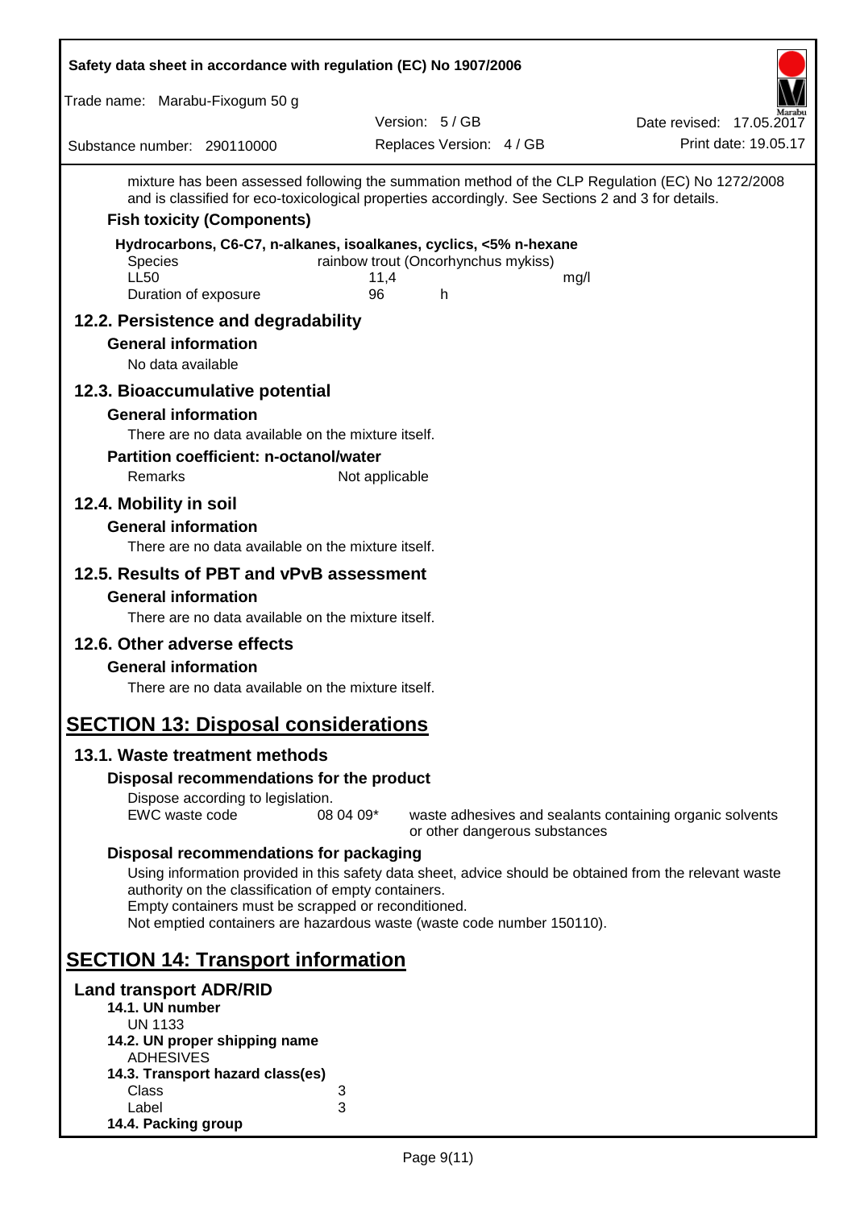mixture has been assessed following the summation method of the CLP Regulation (EC) No 1272/2008 and is classified for eco-toxicological properties accordingly. See Sections 2 and 3 for details.

**Fish toxicity (Components)**

**Hydrocarbons, C6-C7, n-alkanes, isoalkanes, cyclics, <5% n-hexane**

| | | | |
|---|---|---|---|
| Species | rainbow trout (Oncorhynchus mykiss) | | |
| LL50 | 11,4 | | mg/l |
| Duration of exposure | 96 | h | |

## 12.2. Persistence and degradability

**General information**

No data available

## 12.3. Bioaccumulative potential

**General information**

There are no data available on the mixture itself.

**Partition coefficient: n-octanol/water**

Remarks — Not applicable

## 12.4. Mobility in soil

**General information**

There are no data available on the mixture itself.

## 12.5. Results of PBT and vPvB assessment

**General information**

There are no data available on the mixture itself.

## 12.6. Other adverse effects

**General information**

There are no data available on the mixture itself.

# SECTION 13: Disposal considerations

## 13.1. Waste treatment methods

**Disposal recommendations for the product**

Dispose according to legislation.

EWC waste code — 08 04 09* — waste adhesives and sealants containing organic solvents or other dangerous substances

**Disposal recommendations for packaging**

Using information provided in this safety data sheet, advice should be obtained from the relevant waste authority on the classification of empty containers.
Empty containers must be scrapped or reconditioned.
Not emptied containers are hazardous waste (waste code number 150110).

# SECTION 14: Transport information

## Land transport ADR/RID

**14.1. UN number**

UN 1133

**14.2. UN proper shipping name**

ADHESIVES

**14.3. Transport hazard class(es)**

Class — 3

Label — 3

**14.4. Packing group**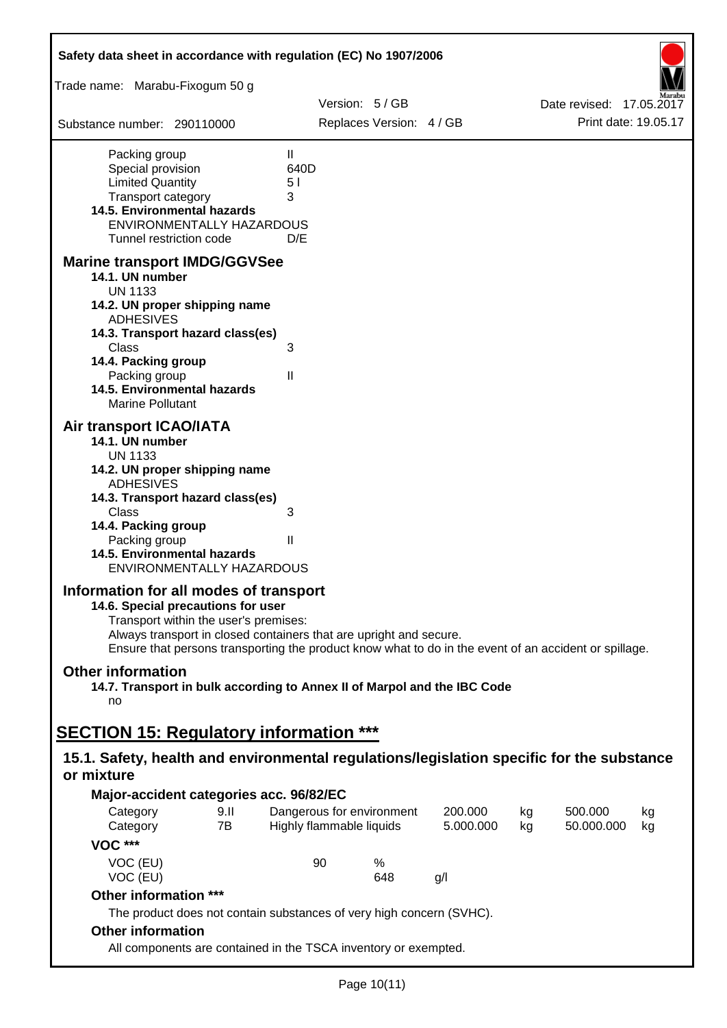Packing group II
Special provision 640D
Limited Quantity 5 l
Transport category 3

**14.5. Environmental hazards**

ENVIRONMENTALLY HAZARDOUS
Tunnel restriction code D/E

## Marine transport IMDG/GGVSee

**14.1. UN number**

UN 1133

**14.2. UN proper shipping name**

ADHESIVES

**14.3. Transport hazard class(es)**

Class 3

**14.4. Packing group**

Packing group II

**14.5. Environmental hazards**

Marine Pollutant

## Air transport ICAO/IATA

**14.1. UN number**

UN 1133

**14.2. UN proper shipping name**

ADHESIVES

**14.3. Transport hazard class(es)**

Class 3

**14.4. Packing group**

Packing group II

**14.5. Environmental hazards**

ENVIRONMENTALLY HAZARDOUS

## Information for all modes of transport

**14.6. Special precautions for user**

Transport within the user's premises:
Always transport in closed containers that are upright and secure.
Ensure that persons transporting the product know what to do in the event of an accident or spillage.

## Other information

**14.7. Transport in bulk according to Annex II of Marpol and the IBC Code**

no

# SECTION 15: Regulatory information ***

## 15.1. Safety, health and environmental regulations/legislation specific for the substance or mixture

**Major-accident categories acc. 96/82/EC**

| | | | | | | |
|---|---|---|---|---|---|---|
| Category | 9.II | Dangerous for environment | 200.000 | kg | 500.000 | kg |
| Category | 7B | Highly flammable liquids | 5.000.000 | kg | 50.000.000 | kg |

**VOC *****

| | | |
|---|---|---|
| VOC (EU) | 90 | % |
| VOC (EU) | 648 | g/l |

**Other information *****

The product does not contain substances of very high concern (SVHC).

**Other information**

All components are contained in the TSCA inventory or exempted.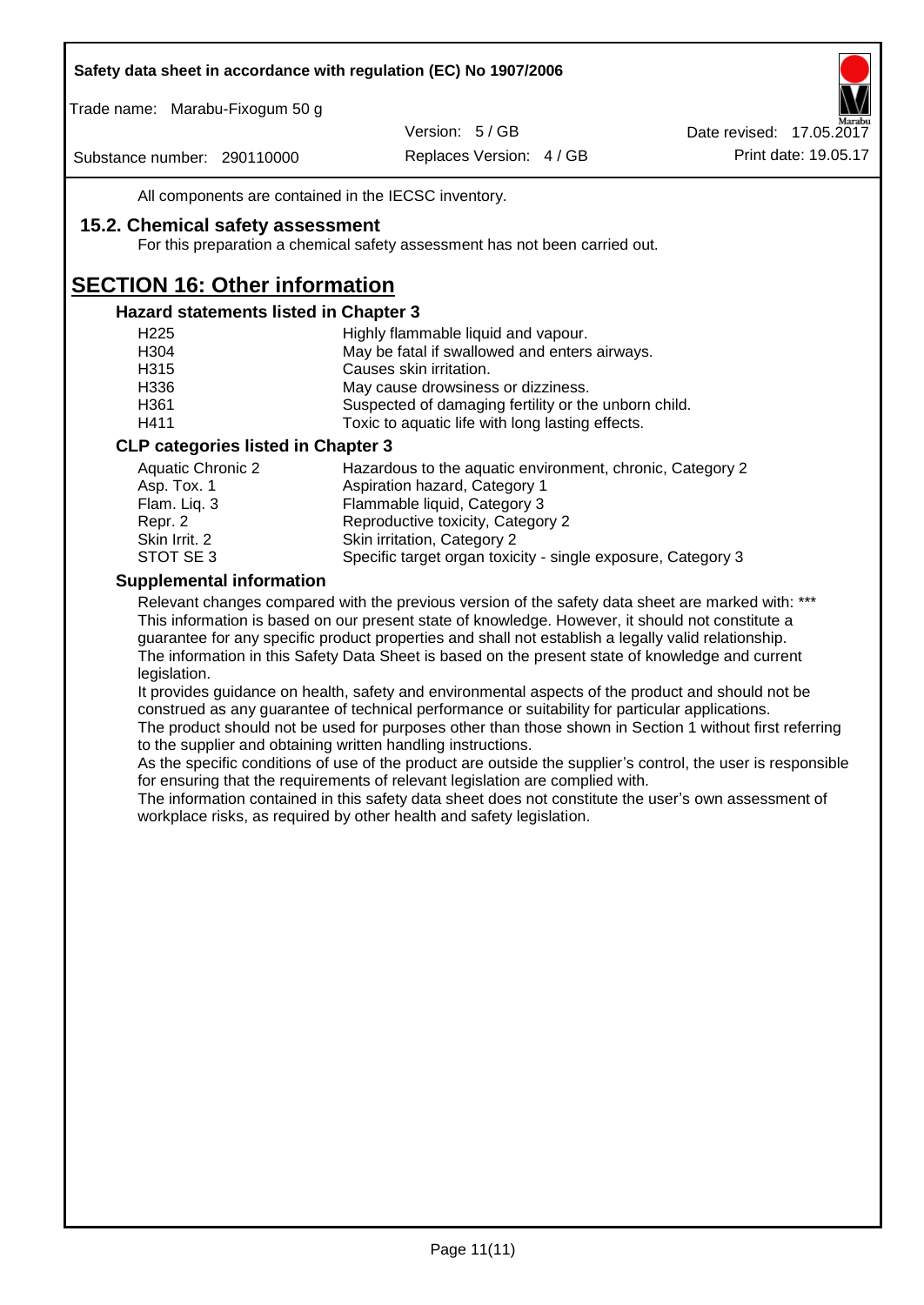All components are contained in the IECSC inventory.

### 15.2. Chemical safety assessment

For this preparation a chemical safety assessment has not been carried out.

## SECTION 16: Other information

### Hazard statements listed in Chapter 3

| | |
|---|---|
| H225 | Highly flammable liquid and vapour. |
| H304 | May be fatal if swallowed and enters airways. |
| H315 | Causes skin irritation. |
| H336 | May cause drowsiness or dizziness. |
| H361 | Suspected of damaging fertility or the unborn child. |
| H411 | Toxic to aquatic life with long lasting effects. |

### CLP categories listed in Chapter 3

| | |
|---|---|
| Aquatic Chronic 2 | Hazardous to the aquatic environment, chronic, Category 2 |
| Asp. Tox. 1 | Aspiration hazard, Category 1 |
| Flam. Liq. 3 | Flammable liquid, Category 3 |
| Repr. 2 | Reproductive toxicity, Category 2 |
| Skin Irrit. 2 | Skin irritation, Category 2 |
| STOT SE 3 | Specific target organ toxicity - single exposure, Category 3 |

### Supplemental information

Relevant changes compared with the previous version of the safety data sheet are marked with: ***
This information is based on our present state of knowledge. However, it should not constitute a guarantee for any specific product properties and shall not establish a legally valid relationship.
The information in this Safety Data Sheet is based on the present state of knowledge and current legislation.
It provides guidance on health, safety and environmental aspects of the product and should not be construed as any guarantee of technical performance or suitability for particular applications.
The product should not be used for purposes other than those shown in Section 1 without first referring to the supplier and obtaining written handling instructions.
As the specific conditions of use of the product are outside the supplier's control, the user is responsible for ensuring that the requirements of relevant legislation are complied with.
The information contained in this safety data sheet does not constitute the user's own assessment of workplace risks, as required by other health and safety legislation.